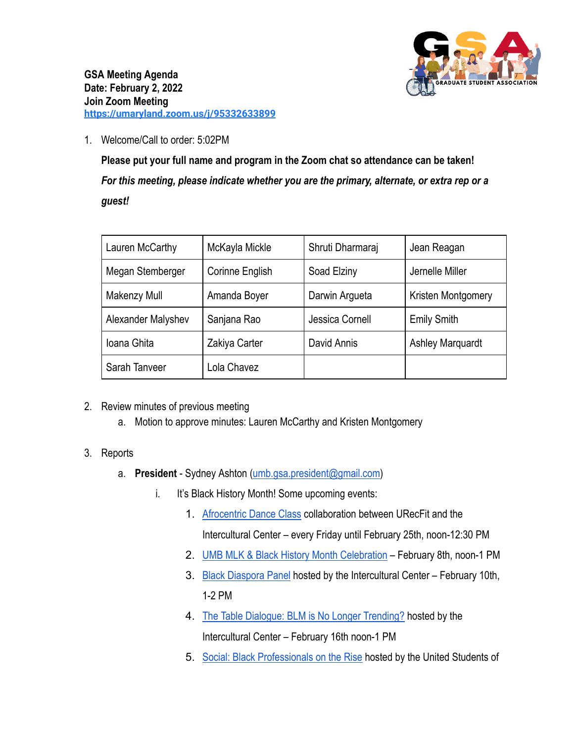**GSA Meeting Agenda**
**Date: February 2, 2022**
**Join Zoom Meeting**
**https://umaryland.zoom.us/j/95332633899**

1. Welcome/Call to order: 5:02PM

   **Please put your full name and program in the Zoom chat so attendance can be taken!**

   ***For this meeting, please indicate whether you are the primary, alternate, or extra rep or a guest!***

| | | | |
|---|---|---|---|
| Lauren McCarthy | McKayla Mickle | Shruti Dharmaraj | Jean Reagan |
| Megan Stemberger | Corinne English | Soad Elziny | Jernelle Miller |
| Makenzy Mull | Amanda Boyer | Darwin Argueta | Kristen Montgomery |
| Alexander Malyshev | Sanjana Rao | Jessica Cornell | Emily Smith |
| Ioana Ghita | Zakiya Carter | David Annis | Ashley Marquardt |
| Sarah Tanveer | Lola Chavez | | |

2. Review minutes of previous meeting
   a. Motion to approve minutes: Lauren McCarthy and Kristen Montgomery

3. Reports
   a. **President** - Sydney Ashton (umb.gsa.president@gmail.com)
      i. It's Black History Month! Some upcoming events:
         1. Afrocentric Dance Class collaboration between URecFit and the Intercultural Center – every Friday until February 25th, noon-12:30 PM
         2. UMB MLK & Black History Month Celebration – February 8th, noon-1 PM
         3. Black Diaspora Panel hosted by the Intercultural Center – February 10th, 1-2 PM
         4. The Table Dialogue: BLM is No Longer Trending? hosted by the Intercultural Center – February 16th noon-1 PM
         5. Social: Black Professionals on the Rise hosted by the United Students of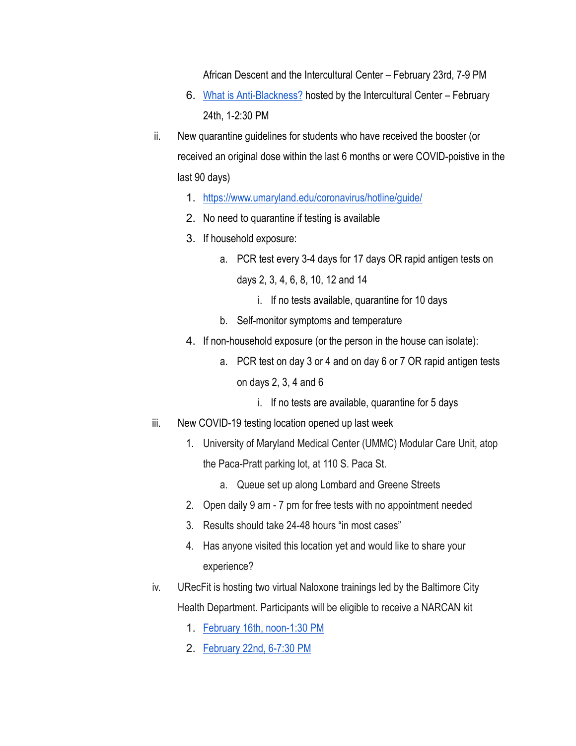African Descent and the Intercultural Center – February 23rd, 7-9 PM

6. [What is Anti-Blackness?] hosted by the Intercultural Center – February 24th, 1-2:30 PM

ii. New quarantine guidelines for students who have received the booster (or received an original dose within the last 6 months or were COVID-poistive in the last 90 days)

   1. https://www.umaryland.edu/coronavirus/hotline/guide/
   2. No need to quarantine if testing is available
   3. If household exposure:
      a. PCR test every 3-4 days for 17 days OR rapid antigen tests on days 2, 3, 4, 6, 8, 10, 12 and 14
         i. If no tests available, quarantine for 10 days
      b. Self-monitor symptoms and temperature
   4. If non-household exposure (or the person in the house can isolate):
      a. PCR test on day 3 or 4 and on day 6 or 7 OR rapid antigen tests on days 2, 3, 4 and 6
         i. If no tests are available, quarantine for 5 days

iii. New COVID-19 testing location opened up last week

   1. University of Maryland Medical Center (UMMC) Modular Care Unit, atop the Paca-Pratt parking lot, at 110 S. Paca St.
      a. Queue set up along Lombard and Greene Streets
   2. Open daily 9 am - 7 pm for free tests with no appointment needed
   3. Results should take 24-48 hours "in most cases"
   4. Has anyone visited this location yet and would like to share your experience?

iv. URecFit is hosting two virtual Naloxone trainings led by the Baltimore City Health Department. Participants will be eligible to receive a NARCAN kit

   1. February 16th, noon-1:30 PM
   2. February 22nd, 6-7:30 PM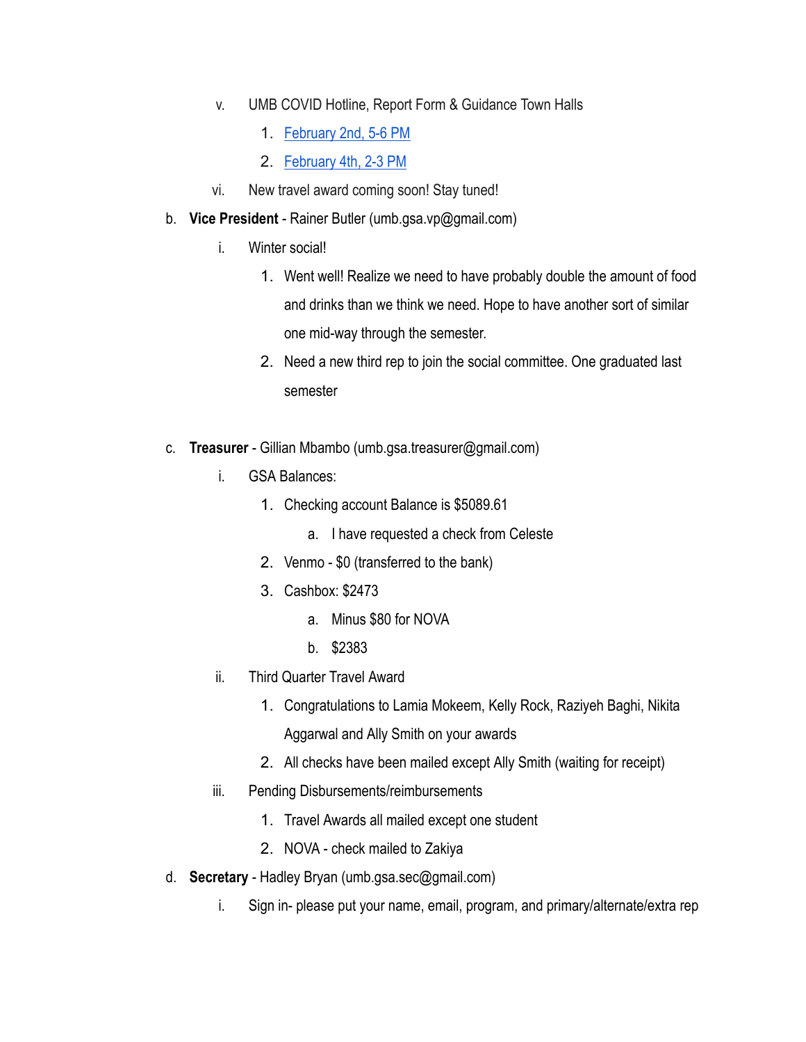v. UMB COVID Hotline, Report Form & Guidance Town Halls
    1. [February 2nd, 5-6 PM]
    2. [February 4th, 2-3 PM]

vi. New travel award coming soon! Stay tuned!

b. **Vice President** - Rainer Butler (umb.gsa.vp@gmail.com)
    i. Winter social!
        1. Went well! Realize we need to have probably double the amount of food and drinks than we think we need. Hope to have another sort of similar one mid-way through the semester.
        2. Need a new third rep to join the social committee. One graduated last semester

c. **Treasurer** - Gillian Mbambo (umb.gsa.treasurer@gmail.com)
    i. GSA Balances:
        1. Checking account Balance is $5089.61
            a. I have requested a check from Celeste
        2. Venmo - $0 (transferred to the bank)
        3. Cashbox: $2473
            a. Minus $80 for NOVA
            b. $2383
    ii. Third Quarter Travel Award
        1. Congratulations to Lamia Mokeem, Kelly Rock, Raziyeh Baghi, Nikita Aggarwal and Ally Smith on your awards
        2. All checks have been mailed except Ally Smith (waiting for receipt)
    iii. Pending Disbursements/reimbursements
        1. Travel Awards all mailed except one student
        2. NOVA - check mailed to Zakiya

d. **Secretary** - Hadley Bryan (umb.gsa.sec@gmail.com)
    i. Sign in- please put your name, email, program, and primary/alternate/extra rep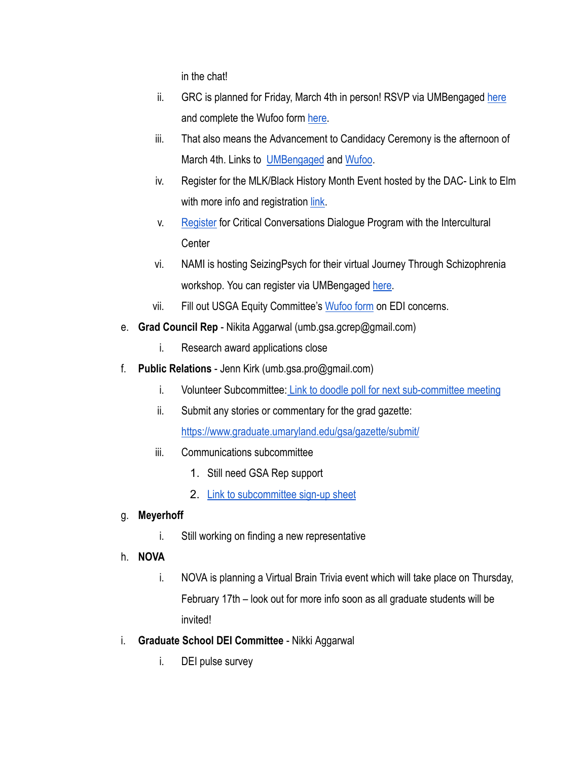in the chat!

   ii. GRC is planned for Friday, March 4th in person! RSVP via UMBengaged here and complete the Wufoo form here.
   iii. That also means the Advancement to Candidacy Ceremony is the afternoon of March 4th. Links to UMBengaged and Wufoo.
   iv. Register for the MLK/Black History Month Event hosted by the DAC- Link to Elm with more info and registration link.
   v. Register for Critical Conversations Dialogue Program with the Intercultural Center
   vi. NAMI is hosting SeizingPsych for their virtual Journey Through Schizophrenia workshop. You can register via UMBengaged here.
   vii. Fill out USGA Equity Committee's Wufoo form on EDI concerns.

e. **Grad Council Rep** - Nikita Aggarwal (umb.gsa.gcrep@gmail.com)
   i. Research award applications close

f. **Public Relations** - Jenn Kirk (umb.gsa.pro@gmail.com)
   i. Volunteer Subcommittee: Link to doodle poll for next sub-committee meeting
   ii. Submit any stories or commentary for the grad gazette: https://www.graduate.umaryland.edu/gsa/gazette/submit/
   iii. Communications subcommittee
      1. Still need GSA Rep support
      2. Link to subcommittee sign-up sheet

g. **Meyerhoff**
   i. Still working on finding a new representative

h. **NOVA**
   i. NOVA is planning a Virtual Brain Trivia event which will take place on Thursday, February 17th – look out for more info soon as all graduate students will be invited!

i. **Graduate School DEI Committee** - Nikki Aggarwal
   i. DEI pulse survey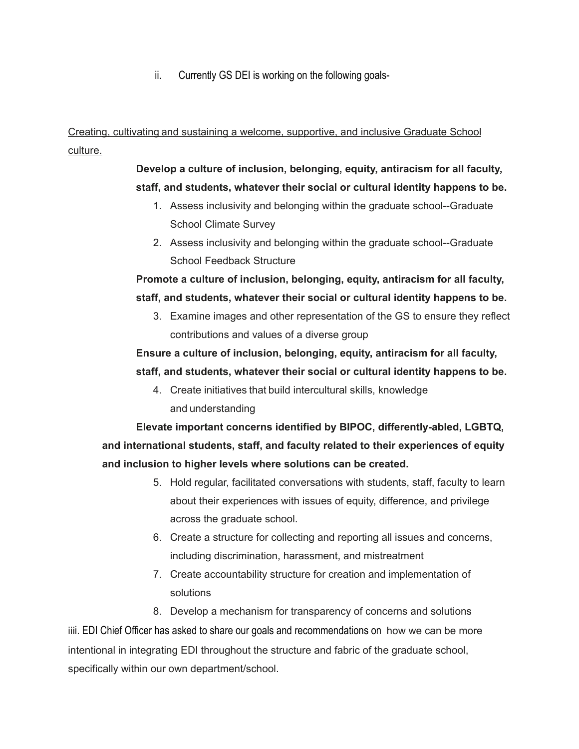ii. Currently GS DEI is working on the following goals-

<u>Creating, cultivating and sustaining a welcome, supportive, and inclusive Graduate School culture.</u>

**Develop a culture of inclusion, belonging, equity, antiracism for all faculty, staff, and students, whatever their social or cultural identity happens to be.**

1. Assess inclusivity and belonging within the graduate school--Graduate School Climate Survey
2. Assess inclusivity and belonging within the graduate school--Graduate School Feedback Structure

**Promote a culture of inclusion, belonging, equity, antiracism for all faculty, staff, and students, whatever their social or cultural identity happens to be.**

3. Examine images and other representation of the GS to ensure they reflect contributions and values of a diverse group

**Ensure a culture of inclusion, belonging, equity, antiracism for all faculty, staff, and students, whatever their social or cultural identity happens to be.**

4. Create initiatives that build intercultural skills, knowledge and understanding

**Elevate important concerns identified by BIPOC, differently-abled, LGBTQ, and international students, staff, and faculty related to their experiences of equity and inclusion to higher levels where solutions can be created.**

5. Hold regular, facilitated conversations with students, staff, faculty to learn about their experiences with issues of equity, difference, and privilege across the graduate school.
6. Create a structure for collecting and reporting all issues and concerns, including discrimination, harassment, and mistreatment
7. Create accountability structure for creation and implementation of solutions
8. Develop a mechanism for transparency of concerns and solutions

iiii. EDI Chief Officer has asked to share our goals and recommendations on how we can be more intentional in integrating EDI throughout the structure and fabric of the graduate school, specifically within our own department/school.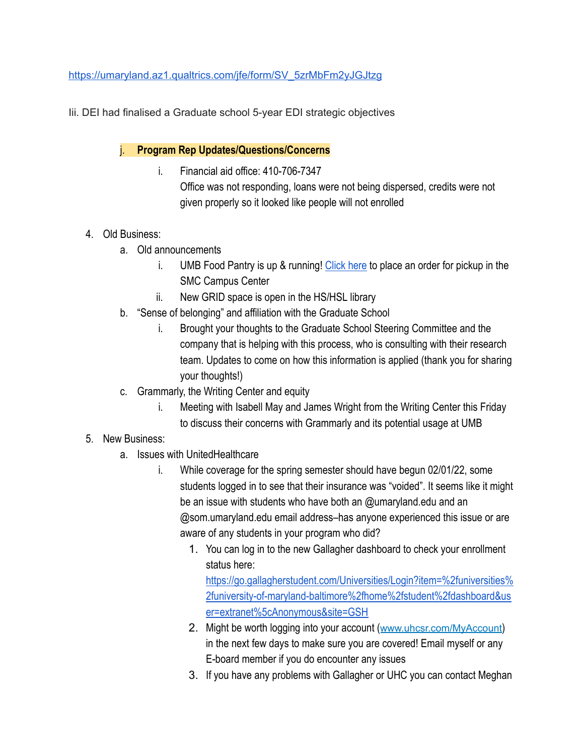https://umaryland.az1.qualtrics.com/jfe/form/SV_5zrMbFm2yJGJtzg

Iii. DEI had finalised a Graduate school 5-year EDI strategic objectives

j. **Program Rep Updates/Questions/Concerns**

  i. Financial aid office: 410-706-7347
  Office was not responding, loans were not being dispersed, credits were not given properly so it looked like people will not enrolled

4. Old Business:
   a. Old announcements
      i. UMB Food Pantry is up & running! [Click here]() to place an order for pickup in the SMC Campus Center
      ii. New GRID space is open in the HS/HSL library
   b. "Sense of belonging" and affiliation with the Graduate School
      i. Brought your thoughts to the Graduate School Steering Committee and the company that is helping with this process, who is consulting with their research team. Updates to come on how this information is applied (thank you for sharing your thoughts!)
   c. Grammarly, the Writing Center and equity
      i. Meeting with Isabell May and James Wright from the Writing Center this Friday to discuss their concerns with Grammarly and its potential usage at UMB
5. New Business:
   a. Issues with UnitedHealthcare
      i. While coverage for the spring semester should have begun 02/01/22, some students logged in to see that their insurance was "voided". It seems like it might be an issue with students who have both an @umaryland.edu and an @som.umaryland.edu email address–has anyone experienced this issue or are aware of any students in your program who did?
         1. You can log in to the new Gallagher dashboard to check your enrollment status here: https://go.gallagherstudent.com/Universities/Login?item=%2funiversities%2funiversity-of-maryland-baltimore%2fhome%2fstudent%2fdashboard&user=extranet%5cAnonymous&site=GSH
         2. Might be worth logging into your account (www.uhcsr.com/MyAccount) in the next few days to make sure you are covered! Email myself or any E-board member if you do encounter any issues
         3. If you have any problems with Gallagher or UHC you can contact Meghan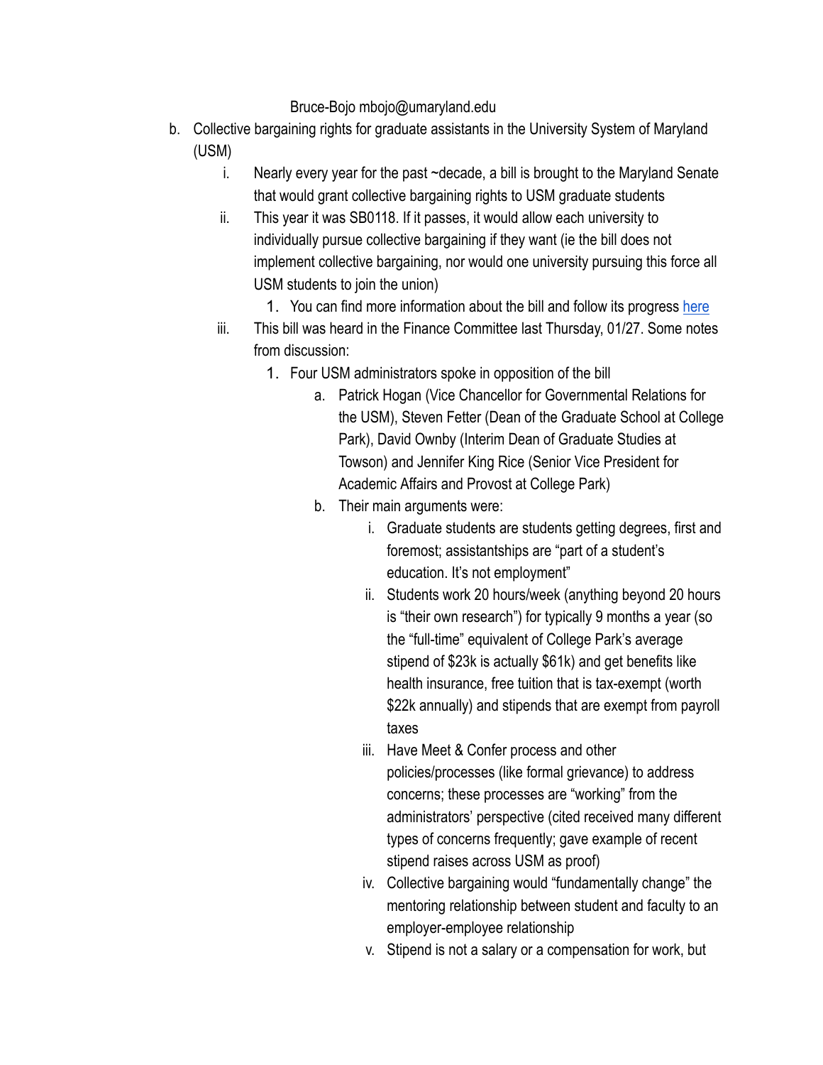Bruce-Bojo mbojo@umaryland.edu

b. Collective bargaining rights for graduate assistants in the University System of Maryland (USM)
    i. Nearly every year for the past ~decade, a bill is brought to the Maryland Senate that would grant collective bargaining rights to USM graduate students
    ii. This year it was SB0118. If it passes, it would allow each university to individually pursue collective bargaining if they want (ie the bill does not implement collective bargaining, nor would one university pursuing this force all USM students to join the union)
        1. You can find more information about the bill and follow its progress here
    iii. This bill was heard in the Finance Committee last Thursday, 01/27. Some notes from discussion:
        1. Four USM administrators spoke in opposition of the bill
            a. Patrick Hogan (Vice Chancellor for Governmental Relations for the USM), Steven Fetter (Dean of the Graduate School at College Park), David Ownby (Interim Dean of Graduate Studies at Towson) and Jennifer King Rice (Senior Vice President for Academic Affairs and Provost at College Park)
            b. Their main arguments were:
                i. Graduate students are students getting degrees, first and foremost; assistantships are "part of a student's education. It's not employment"
                ii. Students work 20 hours/week (anything beyond 20 hours is "their own research") for typically 9 months a year (so the "full-time" equivalent of College Park's average stipend of $23k is actually $61k) and get benefits like health insurance, free tuition that is tax-exempt (worth $22k annually) and stipends that are exempt from payroll taxes
                iii. Have Meet & Confer process and other policies/processes (like formal grievance) to address concerns; these processes are "working" from the administrators' perspective (cited received many different types of concerns frequently; gave example of recent stipend raises across USM as proof)
                iv. Collective bargaining would "fundamentally change" the mentoring relationship between student and faculty to an employer-employee relationship
                v. Stipend is not a salary or a compensation for work, but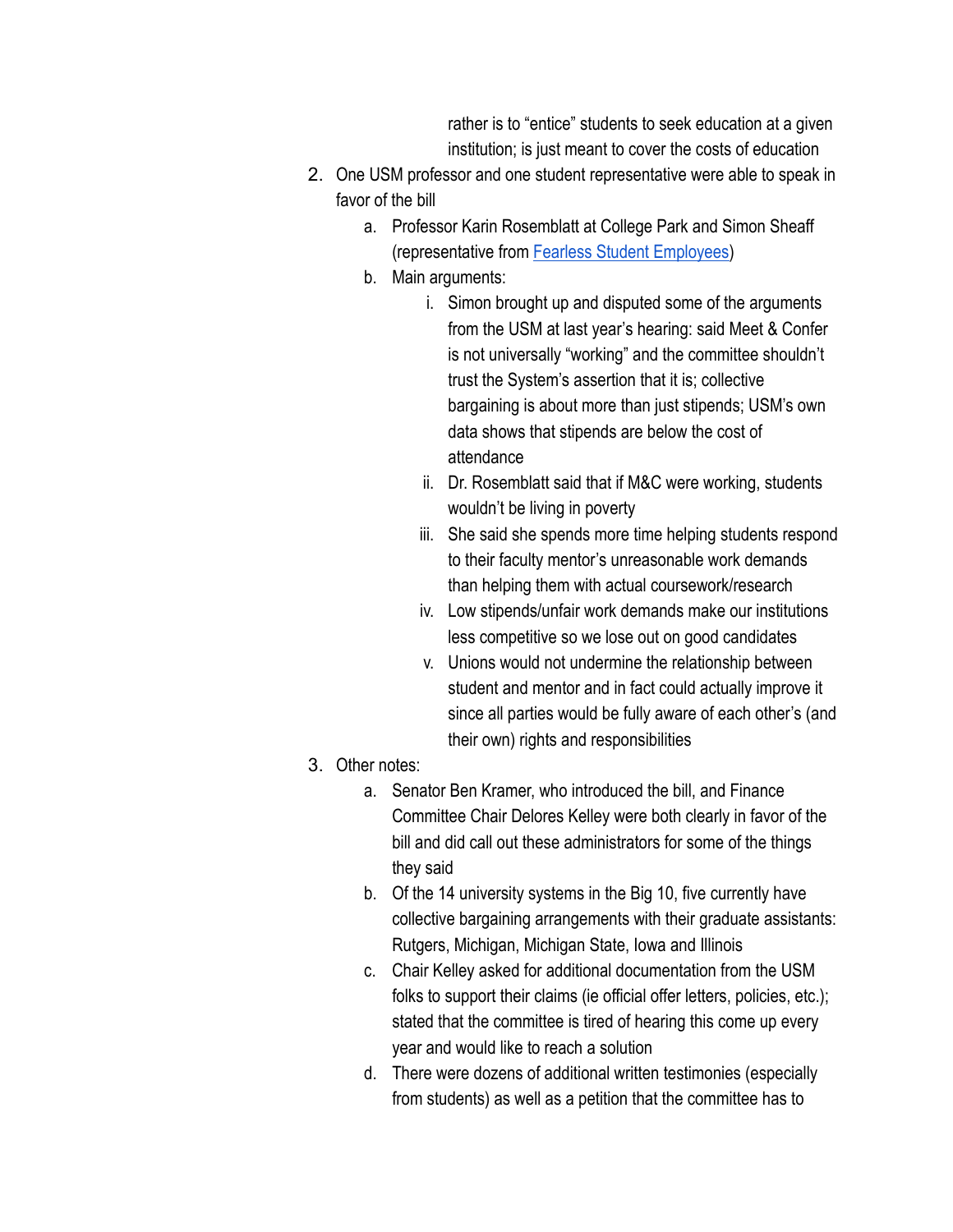rather is to "entice" students to seek education at a given institution; is just meant to cover the costs of education

2. One USM professor and one student representative were able to speak in favor of the bill
   a. Professor Karin Rosemblatt at College Park and Simon Sheaff (representative from [Fearless Student Employees](#))
   b. Main arguments:
      i. Simon brought up and disputed some of the arguments from the USM at last year's hearing: said Meet & Confer is not universally "working" and the committee shouldn't trust the System's assertion that it is; collective bargaining is about more than just stipends; USM's own data shows that stipends are below the cost of attendance
      ii. Dr. Rosemblatt said that if M&C were working, students wouldn't be living in poverty
      iii. She said she spends more time helping students respond to their faculty mentor's unreasonable work demands than helping them with actual coursework/research
      iv. Low stipends/unfair work demands make our institutions less competitive so we lose out on good candidates
      v. Unions would not undermine the relationship between student and mentor and in fact could actually improve it since all parties would be fully aware of each other's (and their own) rights and responsibilities
3. Other notes:
   a. Senator Ben Kramer, who introduced the bill, and Finance Committee Chair Delores Kelley were both clearly in favor of the bill and did call out these administrators for some of the things they said
   b. Of the 14 university systems in the Big 10, five currently have collective bargaining arrangements with their graduate assistants: Rutgers, Michigan, Michigan State, Iowa and Illinois
   c. Chair Kelley asked for additional documentation from the USM folks to support their claims (ie official offer letters, policies, etc.); stated that the committee is tired of hearing this come up every year and would like to reach a solution
   d. There were dozens of additional written testimonies (especially from students) as well as a petition that the committee has to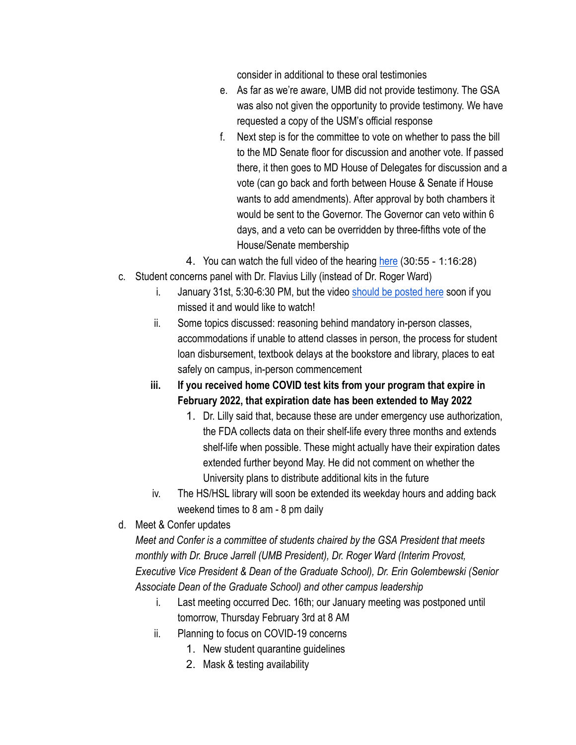consider in additional to these oral testimonies

e. As far as we're aware, UMB did not provide testimony. The GSA was also not given the opportunity to provide testimony. We have requested a copy of the USM's official response
f. Next step is for the committee to vote on whether to pass the bill to the MD Senate floor for discussion and another vote. If passed there, it then goes to MD House of Delegates for discussion and a vote (can go back and forth between House & Senate if House wants to add amendments). After approval by both chambers it would be sent to the Governor. The Governor can veto within 6 days, and a veto can be overridden by three-fifths vote of the House/Senate membership

4. You can watch the full video of the hearing [here](#) (30:55 - 1:16:28)

c. Student concerns panel with Dr. Flavius Lilly (instead of Dr. Roger Ward)
   i. January 31st, 5:30-6:30 PM, but the video [should be posted here](#) soon if you missed it and would like to watch!
   ii. Some topics discussed: reasoning behind mandatory in-person classes, accommodations if unable to attend classes in person, the process for student loan disbursement, textbook delays at the bookstore and library, places to eat safely on campus, in-person commencement
   iii. **If you received home COVID test kits from your program that expire in February 2022, that expiration date has been extended to May 2022**
      1. Dr. Lilly said that, because these are under emergency use authorization, the FDA collects data on their shelf-life every three months and extends shelf-life when possible. These might actually have their expiration dates extended further beyond May. He did not comment on whether the University plans to distribute additional kits in the future
   iv. The HS/HSL library will soon be extended its weekday hours and adding back weekend times to 8 am - 8 pm daily

d. Meet & Confer updates

   *Meet and Confer is a committee of students chaired by the GSA President that meets monthly with Dr. Bruce Jarrell (UMB President), Dr. Roger Ward (Interim Provost, Executive Vice President & Dean of the Graduate School), Dr. Erin Golembewski (Senior Associate Dean of the Graduate School) and other campus leadership*

   i. Last meeting occurred Dec. 16th; our January meeting was postponed until tomorrow, Thursday February 3rd at 8 AM
   ii. Planning to focus on COVID-19 concerns
      1. New student quarantine guidelines
      2. Mask & testing availability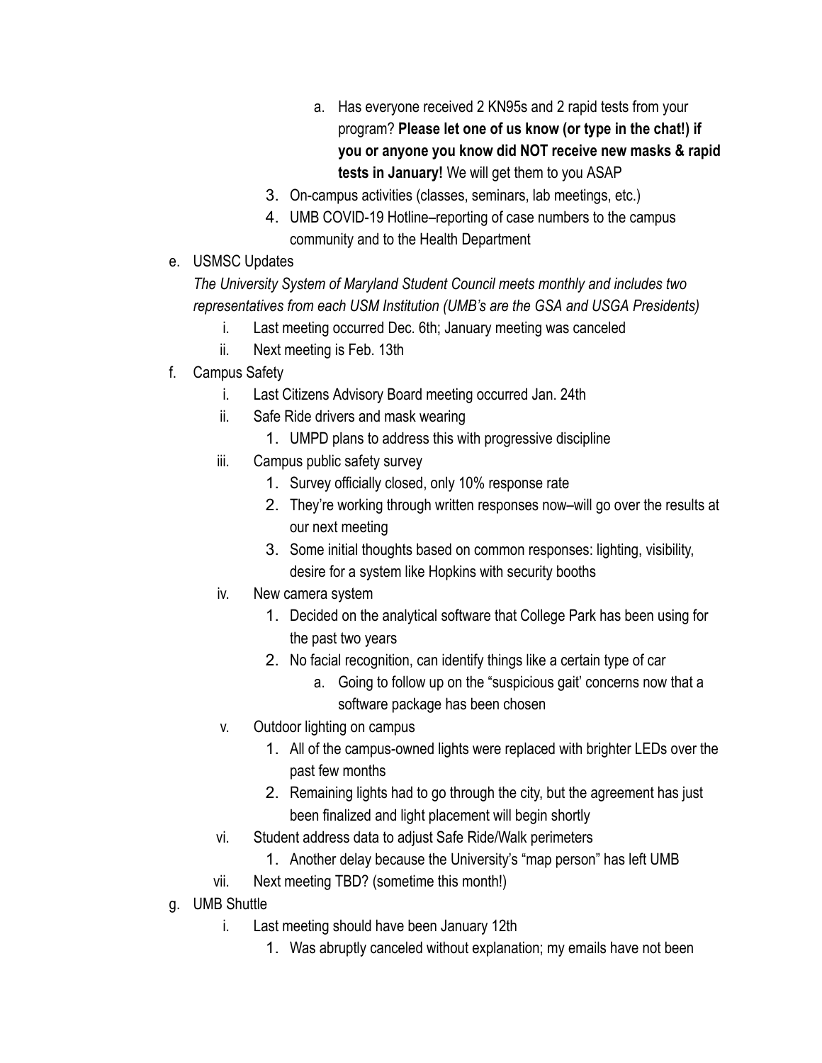a. Has everyone received 2 KN95s and 2 rapid tests from your program? **Please let one of us know (or type in the chat!) if you or anyone you know did NOT receive new masks & rapid tests in January!** We will get them to you ASAP
        3. On-campus activities (classes, seminars, lab meetings, etc.)
        4. UMB COVID-19 Hotline–reporting of case numbers to the campus community and to the Health Department

e. USMSC Updates

   *The University System of Maryland Student Council meets monthly and includes two representatives from each USM Institution (UMB's are the GSA and USGA Presidents)*

    i. Last meeting occurred Dec. 6th; January meeting was canceled
    ii. Next meeting is Feb. 13th

f. Campus Safety
    i. Last Citizens Advisory Board meeting occurred Jan. 24th
    ii. Safe Ride drivers and mask wearing
        1. UMPD plans to address this with progressive discipline
    iii. Campus public safety survey
        1. Survey officially closed, only 10% response rate
        2. They're working through written responses now–will go over the results at our next meeting
        3. Some initial thoughts based on common responses: lighting, visibility, desire for a system like Hopkins with security booths
    iv. New camera system
        1. Decided on the analytical software that College Park has been using for the past two years
        2. No facial recognition, can identify things like a certain type of car
            a. Going to follow up on the "suspicious gait' concerns now that a software package has been chosen
    v. Outdoor lighting on campus
        1. All of the campus-owned lights were replaced with brighter LEDs over the past few months
        2. Remaining lights had to go through the city, but the agreement has just been finalized and light placement will begin shortly
    vi. Student address data to adjust Safe Ride/Walk perimeters
        1. Another delay because the University's "map person" has left UMB
    vii. Next meeting TBD? (sometime this month!)

g. UMB Shuttle
    i. Last meeting should have been January 12th
        1. Was abruptly canceled without explanation; my emails have not been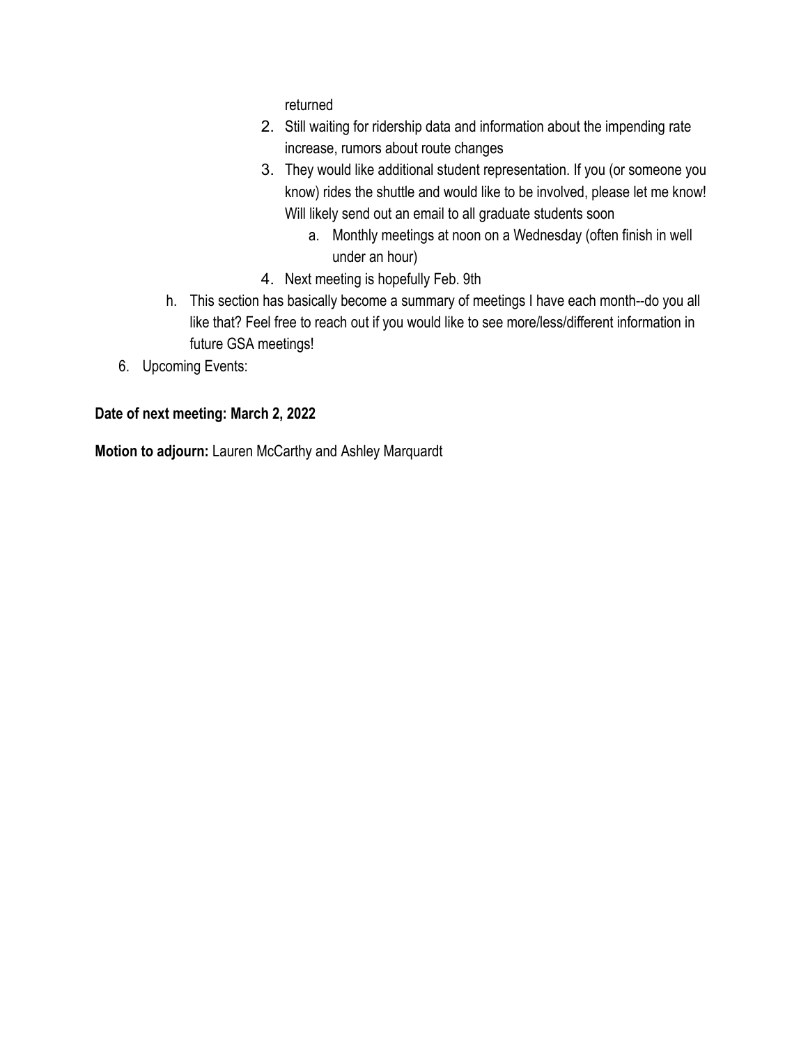returned

    2. Still waiting for ridership data and information about the impending rate increase, rumors about route changes
    3. They would like additional student representation. If you (or someone you know) rides the shuttle and would like to be involved, please let me know! Will likely send out an email to all graduate students soon
        a. Monthly meetings at noon on a Wednesday (often finish in well under an hour)
    4. Next meeting is hopefully Feb. 9th

  h. This section has basically become a summary of meetings I have each month--do you all like that? Feel free to reach out if you would like to see more/less/different information in future GSA meetings!

6. Upcoming Events:

**Date of next meeting: March 2, 2022**

**Motion to adjourn:** Lauren McCarthy and Ashley Marquardt